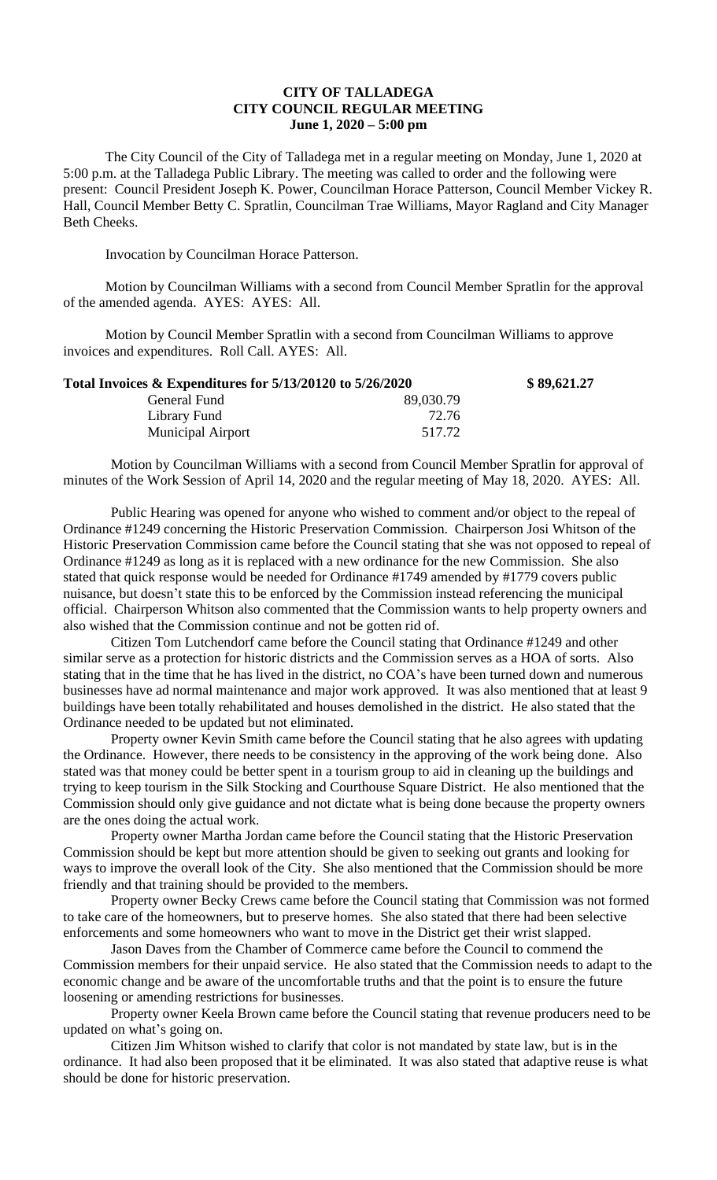# CITY OF TALLADEGA
## CITY COUNCIL REGULAR MEETING
### June 1, 2020 – 5:00 pm

The City Council of the City of Talladega met in a regular meeting on Monday, June 1, 2020 at 5:00 p.m. at the Talladega Public Library. The meeting was called to order and the following were present: Council President Joseph K. Power, Councilman Horace Patterson, Council Member Vickey R. Hall, Council Member Betty C. Spratlin, Councilman Trae Williams, Mayor Ragland and City Manager Beth Cheeks.

Invocation by Councilman Horace Patterson.

Motion by Councilman Williams with a second from Council Member Spratlin for the approval of the amended agenda. AYES: AYES: All.

Motion by Council Member Spratlin with a second from Councilman Williams to approve invoices and expenditures. Roll Call. AYES: All.

| Total Invoices & Expenditures for 5/13/20120 to 5/26/2020 | | $ 89,621.27 |
|---|---|---|
| General Fund | 89,030.79 | |
| Library Fund | 72.76 | |
| Municipal Airport | 517.72 | |

Motion by Councilman Williams with a second from Council Member Spratlin for approval of minutes of the Work Session of April 14, 2020 and the regular meeting of May 18, 2020. AYES: All.

Public Hearing was opened for anyone who wished to comment and/or object to the repeal of Ordinance #1249 concerning the Historic Preservation Commission. Chairperson Josi Whitson of the Historic Preservation Commission came before the Council stating that she was not opposed to repeal of Ordinance #1249 as long as it is replaced with a new ordinance for the new Commission. She also stated that quick response would be needed for Ordinance #1749 amended by #1779 covers public nuisance, but doesn't state this to be enforced by the Commission instead referencing the municipal official. Chairperson Whitson also commented that the Commission wants to help property owners and also wished that the Commission continue and not be gotten rid of.

Citizen Tom Lutchendorf came before the Council stating that Ordinance #1249 and other similar serve as a protection for historic districts and the Commission serves as a HOA of sorts. Also stating that in the time that he has lived in the district, no COA's have been turned down and numerous businesses have ad normal maintenance and major work approved. It was also mentioned that at least 9 buildings have been totally rehabilitated and houses demolished in the district. He also stated that the Ordinance needed to be updated but not eliminated.

Property owner Kevin Smith came before the Council stating that he also agrees with updating the Ordinance. However, there needs to be consistency in the approving of the work being done. Also stated was that money could be better spent in a tourism group to aid in cleaning up the buildings and trying to keep tourism in the Silk Stocking and Courthouse Square District. He also mentioned that the Commission should only give guidance and not dictate what is being done because the property owners are the ones doing the actual work.

Property owner Martha Jordan came before the Council stating that the Historic Preservation Commission should be kept but more attention should be given to seeking out grants and looking for ways to improve the overall look of the City. She also mentioned that the Commission should be more friendly and that training should be provided to the members.

Property owner Becky Crews came before the Council stating that Commission was not formed to take care of the homeowners, but to preserve homes. She also stated that there had been selective enforcements and some homeowners who want to move in the District get their wrist slapped.

Jason Daves from the Chamber of Commerce came before the Council to commend the Commission members for their unpaid service. He also stated that the Commission needs to adapt to the economic change and be aware of the uncomfortable truths and that the point is to ensure the future loosening or amending restrictions for businesses.

Property owner Keela Brown came before the Council stating that revenue producers need to be updated on what's going on.

Citizen Jim Whitson wished to clarify that color is not mandated by state law, but is in the ordinance. It had also been proposed that it be eliminated. It was also stated that adaptive reuse is what should be done for historic preservation.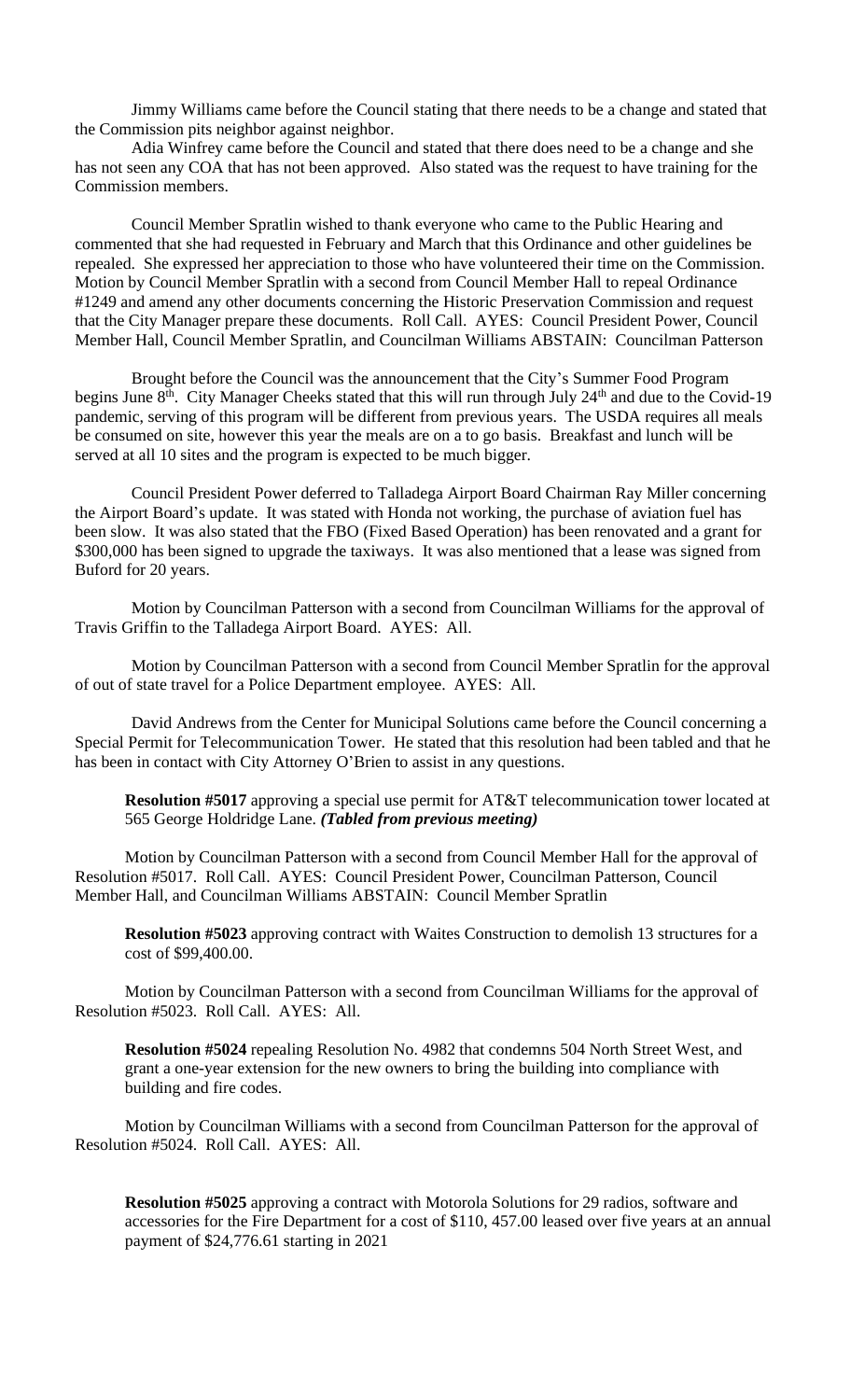Jimmy Williams came before the Council stating that there needs to be a change and stated that the Commission pits neighbor against neighbor.

Adia Winfrey came before the Council and stated that there does need to be a change and she has not seen any COA that has not been approved. Also stated was the request to have training for the Commission members.

Council Member Spratlin wished to thank everyone who came to the Public Hearing and commented that she had requested in February and March that this Ordinance and other guidelines be repealed. She expressed her appreciation to those who have volunteered their time on the Commission. Motion by Council Member Spratlin with a second from Council Member Hall to repeal Ordinance #1249 and amend any other documents concerning the Historic Preservation Commission and request that the City Manager prepare these documents. Roll Call. AYES: Council President Power, Council Member Hall, Council Member Spratlin, and Councilman Williams ABSTAIN: Councilman Patterson

Brought before the Council was the announcement that the City's Summer Food Program begins June 8th. City Manager Cheeks stated that this will run through July 24th and due to the Covid-19 pandemic, serving of this program will be different from previous years. The USDA requires all meals be consumed on site, however this year the meals are on a to go basis. Breakfast and lunch will be served at all 10 sites and the program is expected to be much bigger.

Council President Power deferred to Talladega Airport Board Chairman Ray Miller concerning the Airport Board's update. It was stated with Honda not working, the purchase of aviation fuel has been slow. It was also stated that the FBO (Fixed Based Operation) has been renovated and a grant for $300,000 has been signed to upgrade the taxiways. It was also mentioned that a lease was signed from Buford for 20 years.

Motion by Councilman Patterson with a second from Councilman Williams for the approval of Travis Griffin to the Talladega Airport Board. AYES: All.

Motion by Councilman Patterson with a second from Council Member Spratlin for the approval of out of state travel for a Police Department employee. AYES: All.

David Andrews from the Center for Municipal Solutions came before the Council concerning a Special Permit for Telecommunication Tower. He stated that this resolution had been tabled and that he has been in contact with City Attorney O'Brien to assist in any questions.

**Resolution #5017** approving a special use permit for AT&T telecommunication tower located at 565 George Holdridge Lane. ***(Tabled from previous meeting)***

Motion by Councilman Patterson with a second from Council Member Hall for the approval of Resolution #5017. Roll Call. AYES: Council President Power, Councilman Patterson, Council Member Hall, and Councilman Williams ABSTAIN: Council Member Spratlin

**Resolution #5023** approving contract with Waites Construction to demolish 13 structures for a cost of $99,400.00.

Motion by Councilman Patterson with a second from Councilman Williams for the approval of Resolution #5023. Roll Call. AYES: All.

**Resolution #5024** repealing Resolution No. 4982 that condemns 504 North Street West, and grant a one-year extension for the new owners to bring the building into compliance with building and fire codes.

Motion by Councilman Williams with a second from Councilman Patterson for the approval of Resolution #5024. Roll Call. AYES: All.

**Resolution #5025** approving a contract with Motorola Solutions for 29 radios, software and accessories for the Fire Department for a cost of $110, 457.00 leased over five years at an annual payment of $24,776.61 starting in 2021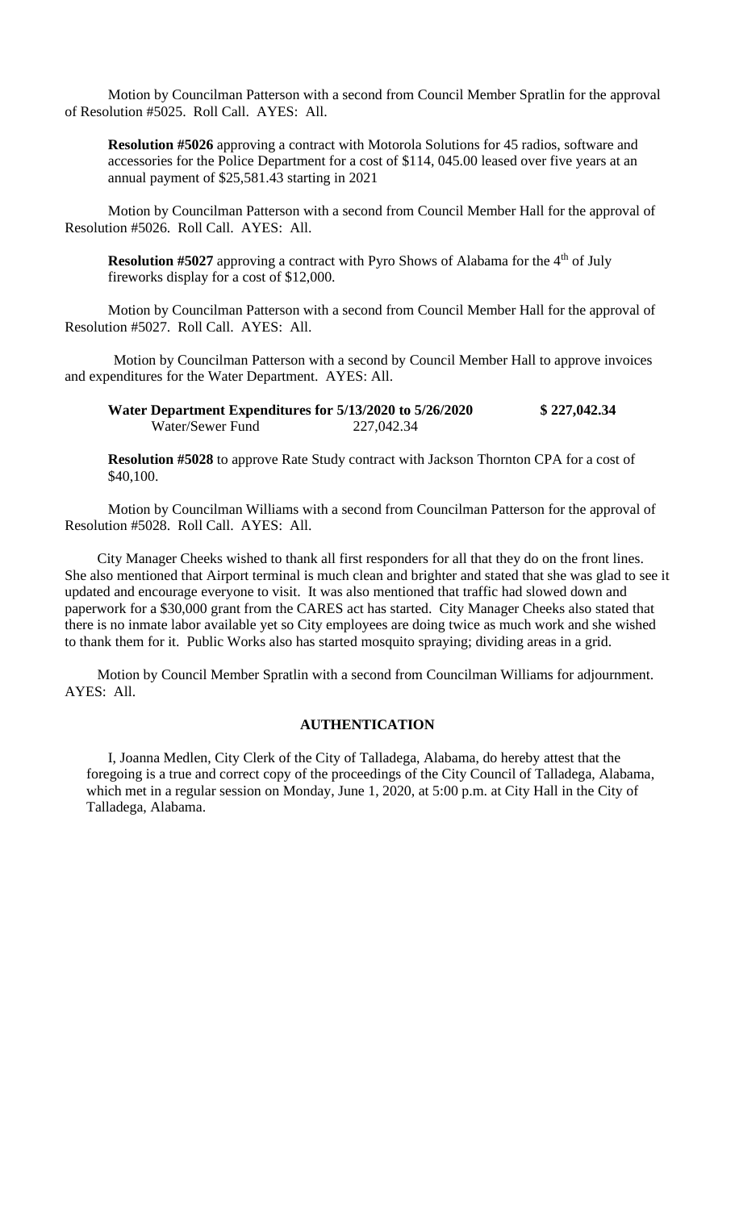Motion by Councilman Patterson with a second from Council Member Spratlin for the approval of Resolution #5025. Roll Call. AYES: All.

**Resolution #5026** approving a contract with Motorola Solutions for 45 radios, software and accessories for the Police Department for a cost of $114, 045.00 leased over five years at an annual payment of $25,581.43 starting in 2021

Motion by Councilman Patterson with a second from Council Member Hall for the approval of Resolution #5026. Roll Call. AYES: All.

**Resolution #5027** approving a contract with Pyro Shows of Alabama for the 4th of July fireworks display for a cost of $12,000.

Motion by Councilman Patterson with a second from Council Member Hall for the approval of Resolution #5027. Roll Call. AYES: All.

Motion by Councilman Patterson with a second by Council Member Hall to approve invoices and expenditures for the Water Department. AYES: All.

| | | |
|---|---|---|
| **Water Department Expenditures for 5/13/2020 to 5/26/2020** | | **$ 227,042.34** |
| Water/Sewer Fund | 227,042.34 | |

**Resolution #5028** to approve Rate Study contract with Jackson Thornton CPA for a cost of $40,100.

Motion by Councilman Williams with a second from Councilman Patterson for the approval of Resolution #5028. Roll Call. AYES: All.

City Manager Cheeks wished to thank all first responders for all that they do on the front lines. She also mentioned that Airport terminal is much clean and brighter and stated that she was glad to see it updated and encourage everyone to visit. It was also mentioned that traffic had slowed down and paperwork for a $30,000 grant from the CARES act has started. City Manager Cheeks also stated that there is no inmate labor available yet so City employees are doing twice as much work and she wished to thank them for it. Public Works also has started mosquito spraying; dividing areas in a grid.

Motion by Council Member Spratlin with a second from Councilman Williams for adjournment. AYES: All.

## AUTHENTICATION

I, Joanna Medlen, City Clerk of the City of Talladega, Alabama, do hereby attest that the foregoing is a true and correct copy of the proceedings of the City Council of Talladega, Alabama, which met in a regular session on Monday, June 1, 2020, at 5:00 p.m. at City Hall in the City of Talladega, Alabama.